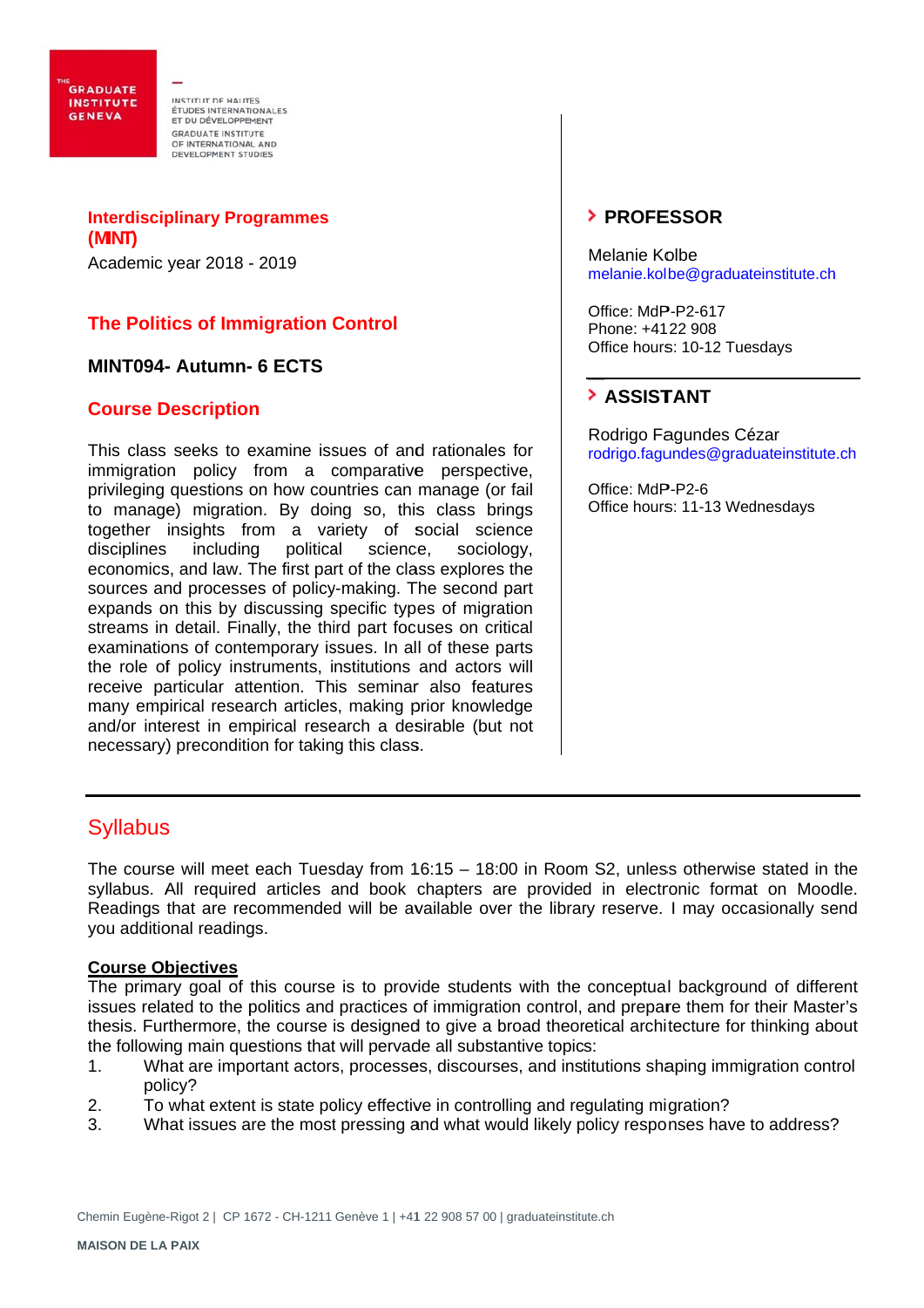THE GRADUATE INSTITUTE GENEVA

INSTITUT DE HAUTES ÉTUDES INTERNATIONALES ET DU DÉVELOPPEMENT
GRADUATE INSTITUTE OF INTERNATIONAL AND DEVELOPMENT STUDIES

**Interdisciplinary Programmes (MINT)**

Academic year 2018 - 2019

## The Politics of Immigration Control

**MINT094- Autumn- 6 ECTS**

### Course Description

This class seeks to examine issues of and rationales for immigration policy from a comparative perspective, privileging questions on how countries can manage (or fail to manage) migration. By doing so, this class brings together insights from a variety of social science disciplines including political science, sociology, economics, and law. The first part of the class explores the sources and processes of policy-making. The second part expands on this by discussing specific types of migration streams in detail. Finally, the third part focuses on critical examinations of contemporary issues. In all of these parts the role of policy instruments, institutions and actors will receive particular attention. This seminar also features many empirical research articles, making prior knowledge and/or interest in empirical research a desirable (but not necessary) precondition for taking this class.

### PROFESSOR

Melanie Kolbe
melanie.kolbe@graduateinstitute.ch

Office: MdP-P2-617
Phone: +4122 908
Office hours: 10-12 Tuesdays

### ASSISTANT

Rodrigo Fagundes Cézar
rodrigo.fagundes@graduateinstitute.ch

Office: MdP-P2-6
Office hours: 11-13 Wednesdays

## Syllabus

The course will meet each Tuesday from 16:15 – 18:00 in Room S2, unless otherwise stated in the syllabus. All required articles and book chapters are provided in electronic format on Moodle. Readings that are recommended will be available over the library reserve. I may occasionally send you additional readings.

**Course Objectives**

The primary goal of this course is to provide students with the conceptual background of different issues related to the politics and practices of immigration control, and prepare them for their Master's thesis. Furthermore, the course is designed to give a broad theoretical architecture for thinking about the following main questions that will pervade all substantive topics:

1. What are important actors, processes, discourses, and institutions shaping immigration control policy?
2. To what extent is state policy effective in controlling and regulating migration?
3. What issues are the most pressing and what would likely policy responses have to address?

Chemin Eugène-Rigot 2 | CP 1672 - CH-1211 Genève 1 | +41 22 908 57 00 | graduateinstitute.ch

MAISON DE LA PAIX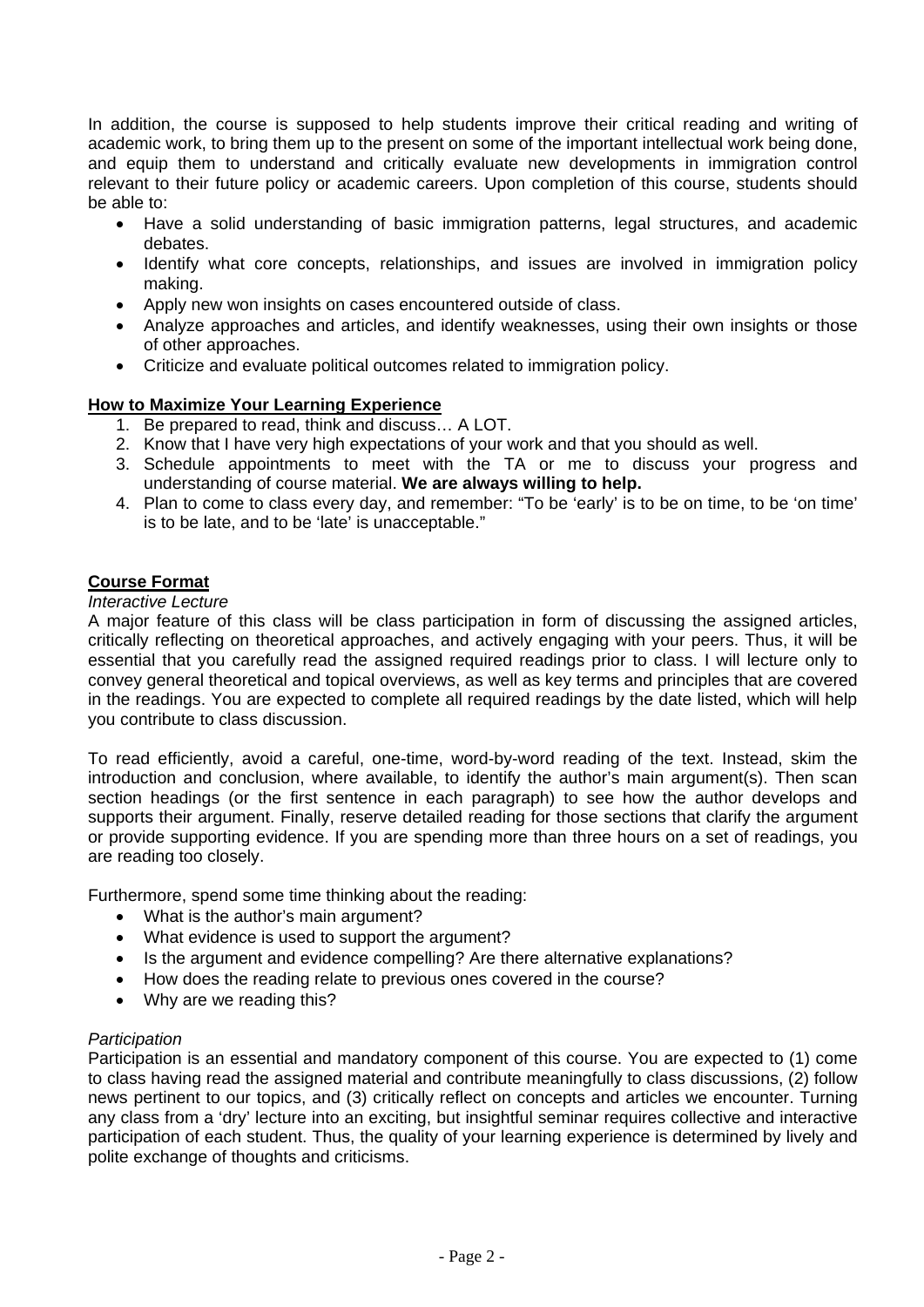In addition, the course is supposed to help students improve their critical reading and writing of academic work, to bring them up to the present on some of the important intellectual work being done, and equip them to understand and critically evaluate new developments in immigration control relevant to their future policy or academic careers. Upon completion of this course, students should be able to:

- Have a solid understanding of basic immigration patterns, legal structures, and academic debates.
- Identify what core concepts, relationships, and issues are involved in immigration policy making.
- Apply new won insights on cases encountered outside of class.
- Analyze approaches and articles, and identify weaknesses, using their own insights or those of other approaches.
- Criticize and evaluate political outcomes related to immigration policy.

**How to Maximize Your Learning Experience**

1. Be prepared to read, think and discuss… A LOT.
2. Know that I have very high expectations of your work and that you should as well.
3. Schedule appointments to meet with the TA or me to discuss your progress and understanding of course material. **We are always willing to help.**
4. Plan to come to class every day, and remember: "To be 'early' is to be on time, to be 'on time' is to be late, and to be 'late' is unacceptable."

**Course Format**

*Interactive Lecture*

A major feature of this class will be class participation in form of discussing the assigned articles, critically reflecting on theoretical approaches, and actively engaging with your peers. Thus, it will be essential that you carefully read the assigned required readings prior to class. I will lecture only to convey general theoretical and topical overviews, as well as key terms and principles that are covered in the readings. You are expected to complete all required readings by the date listed, which will help you contribute to class discussion.

To read efficiently, avoid a careful, one-time, word-by-word reading of the text. Instead, skim the introduction and conclusion, where available, to identify the author's main argument(s). Then scan section headings (or the first sentence in each paragraph) to see how the author develops and supports their argument. Finally, reserve detailed reading for those sections that clarify the argument or provide supporting evidence. If you are spending more than three hours on a set of readings, you are reading too closely.

Furthermore, spend some time thinking about the reading:

- What is the author's main argument?
- What evidence is used to support the argument?
- Is the argument and evidence compelling? Are there alternative explanations?
- How does the reading relate to previous ones covered in the course?
- Why are we reading this?

*Participation*

Participation is an essential and mandatory component of this course. You are expected to (1) come to class having read the assigned material and contribute meaningfully to class discussions, (2) follow news pertinent to our topics, and (3) critically reflect on concepts and articles we encounter. Turning any class from a 'dry' lecture into an exciting, but insightful seminar requires collective and interactive participation of each student. Thus, the quality of your learning experience is determined by lively and polite exchange of thoughts and criticisms.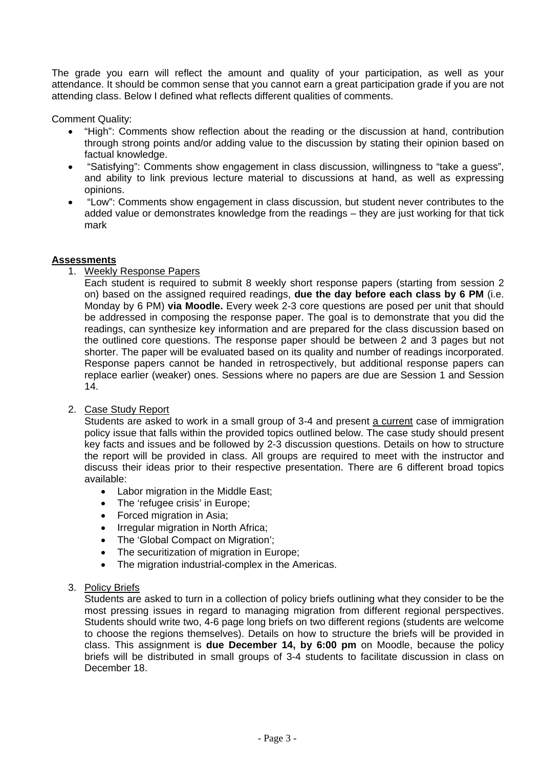The grade you earn will reflect the amount and quality of your participation, as well as your attendance. It should be common sense that you cannot earn a great participation grade if you are not attending class. Below I defined what reflects different qualities of comments.

Comment Quality:

- "High": Comments show reflection about the reading or the discussion at hand, contribution through strong points and/or adding value to the discussion by stating their opinion based on factual knowledge.
- "Satisfying": Comments show engagement in class discussion, willingness to "take a guess", and ability to link previous lecture material to discussions at hand, as well as expressing opinions.
- "Low": Comments show engagement in class discussion, but student never contributes to the added value or demonstrates knowledge from the readings – they are just working for that tick mark

**Assessments**

1. Weekly Response Papers

   Each student is required to submit 8 weekly short response papers (starting from session 2 on) based on the assigned required readings, **due the day before each class by 6 PM** (i.e. Monday by 6 PM) **via Moodle.** Every week 2-3 core questions are posed per unit that should be addressed in composing the response paper. The goal is to demonstrate that you did the readings, can synthesize key information and are prepared for the class discussion based on the outlined core questions. The response paper should be between 2 and 3 pages but not shorter. The paper will be evaluated based on its quality and number of readings incorporated. Response papers cannot be handed in retrospectively, but additional response papers can replace earlier (weaker) ones. Sessions where no papers are due are Session 1 and Session 14.

2. Case Study Report

   Students are asked to work in a small group of 3-4 and present a current case of immigration policy issue that falls within the provided topics outlined below. The case study should present key facts and issues and be followed by 2-3 discussion questions. Details on how to structure the report will be provided in class. All groups are required to meet with the instructor and discuss their ideas prior to their respective presentation. There are 6 different broad topics available:

   - Labor migration in the Middle East;
   - The 'refugee crisis' in Europe;
   - Forced migration in Asia;
   - Irregular migration in North Africa;
   - The 'Global Compact on Migration';
   - The securitization of migration in Europe;
   - The migration industrial-complex in the Americas.

3. Policy Briefs

   Students are asked to turn in a collection of policy briefs outlining what they consider to be the most pressing issues in regard to managing migration from different regional perspectives. Students should write two, 4-6 page long briefs on two different regions (students are welcome to choose the regions themselves). Details on how to structure the briefs will be provided in class. This assignment is **due December 14, by 6:00 pm** on Moodle, because the policy briefs will be distributed in small groups of 3-4 students to facilitate discussion in class on December 18.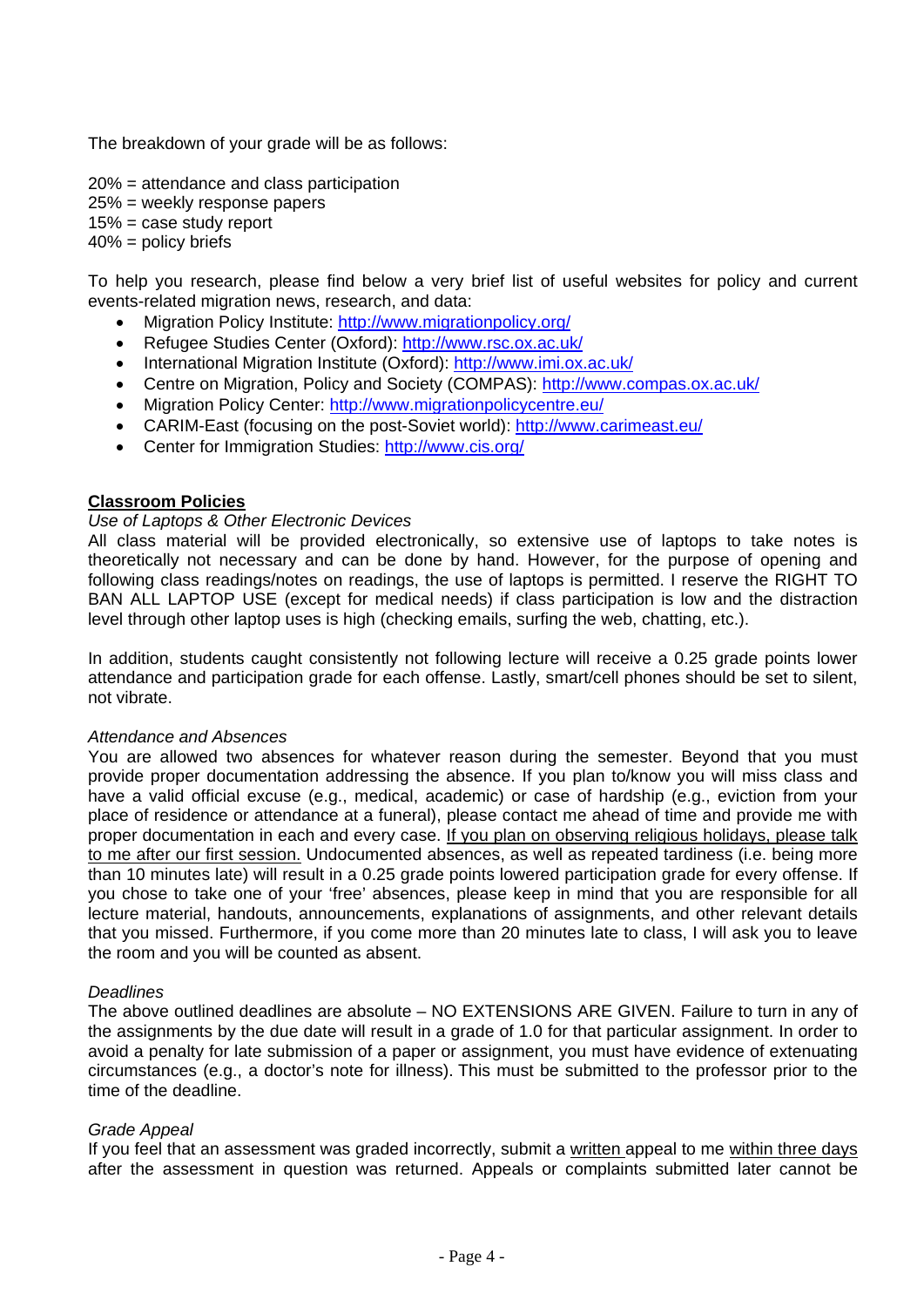The breakdown of your grade will be as follows:

20% = attendance and class participation
25% = weekly response papers
15% = case study report
40% = policy briefs

To help you research, please find below a very brief list of useful websites for policy and current events-related migration news, research, and data:

- Migration Policy Institute: http://www.migrationpolicy.org/
- Refugee Studies Center (Oxford): http://www.rsc.ox.ac.uk/
- International Migration Institute (Oxford): http://www.imi.ox.ac.uk/
- Centre on Migration, Policy and Society (COMPAS): http://www.compas.ox.ac.uk/
- Migration Policy Center: http://www.migrationpolicycentre.eu/
- CARIM-East (focusing on the post-Soviet world): http://www.carimeast.eu/
- Center for Immigration Studies: http://www.cis.org/

## Classroom Policies

*Use of Laptops & Other Electronic Devices*

All class material will be provided electronically, so extensive use of laptops to take notes is theoretically not necessary and can be done by hand. However, for the purpose of opening and following class readings/notes on readings, the use of laptops is permitted. I reserve the RIGHT TO BAN ALL LAPTOP USE (except for medical needs) if class participation is low and the distraction level through other laptop uses is high (checking emails, surfing the web, chatting, etc.).

In addition, students caught consistently not following lecture will receive a 0.25 grade points lower attendance and participation grade for each offense. Lastly, smart/cell phones should be set to silent, not vibrate.

*Attendance and Absences*

You are allowed two absences for whatever reason during the semester. Beyond that you must provide proper documentation addressing the absence. If you plan to/know you will miss class and have a valid official excuse (e.g., medical, academic) or case of hardship (e.g., eviction from your place of residence or attendance at a funeral), please contact me ahead of time and provide me with proper documentation in each and every case. <u>If you plan on observing religious holidays, please talk to me after our first session.</u> Undocumented absences, as well as repeated tardiness (i.e. being more than 10 minutes late) will result in a 0.25 grade points lowered participation grade for every offense. If you chose to take one of your 'free' absences, please keep in mind that you are responsible for all lecture material, handouts, announcements, explanations of assignments, and other relevant details that you missed. Furthermore, if you come more than 20 minutes late to class, I will ask you to leave the room and you will be counted as absent.

*Deadlines*

The above outlined deadlines are absolute – NO EXTENSIONS ARE GIVEN. Failure to turn in any of the assignments by the due date will result in a grade of 1.0 for that particular assignment. In order to avoid a penalty for late submission of a paper or assignment, you must have evidence of extenuating circumstances (e.g., a doctor's note for illness). This must be submitted to the professor prior to the time of the deadline.

*Grade Appeal*

If you feel that an assessment was graded incorrectly, submit a <u>written</u> appeal to me <u>within three days</u> after the assessment in question was returned. Appeals or complaints submitted later cannot be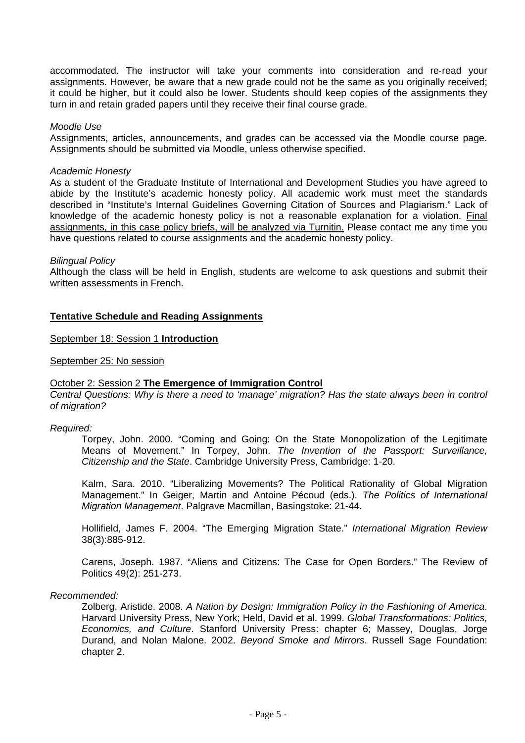accommodated. The instructor will take your comments into consideration and re-read your assignments. However, be aware that a new grade could not be the same as you originally received; it could be higher, but it could also be lower. Students should keep copies of the assignments they turn in and retain graded papers until they receive their final course grade.

*Moodle Use*
Assignments, articles, announcements, and grades can be accessed via the Moodle course page. Assignments should be submitted via Moodle, unless otherwise specified.

*Academic Honesty*
As a student of the Graduate Institute of International and Development Studies you have agreed to abide by the Institute's academic honesty policy. All academic work must meet the standards described in "Institute's Internal Guidelines Governing Citation of Sources and Plagiarism." Lack of knowledge of the academic honesty policy is not a reasonable explanation for a violation. <u>Final assignments, in this case policy briefs, will be analyzed via Turnitin.</u> Please contact me any time you have questions related to course assignments and the academic honesty policy.

*Bilingual Policy*
Although the class will be held in English, students are welcome to ask questions and submit their written assessments in French.

## **Tentative Schedule and Reading Assignments**

<u>September 18: Session 1 **Introduction**</u>

<u>September 25: No session</u>

<u>October 2: Session 2 **The Emergence of Immigration Control**</u>
*Central Questions: Why is there a need to 'manage' migration? Has the state always been in control of migration?*

*Required:*

Torpey, John. 2000. "Coming and Going: On the State Monopolization of the Legitimate Means of Movement." In Torpey, John. *The Invention of the Passport: Surveillance, Citizenship and the State*. Cambridge University Press, Cambridge: 1-20.

Kalm, Sara. 2010. "Liberalizing Movements? The Political Rationality of Global Migration Management." In Geiger, Martin and Antoine Pécoud (eds.). *The Politics of International Migration Management*. Palgrave Macmillan, Basingstoke: 21-44.

Hollifield, James F. 2004. "The Emerging Migration State." *International Migration Review* 38(3):885-912.

Carens, Joseph. 1987. "Aliens and Citizens: The Case for Open Borders." The Review of Politics 49(2): 251-273.

*Recommended:*

Zolberg, Aristide. 2008. *A Nation by Design: Immigration Policy in the Fashioning of America*. Harvard University Press, New York; Held, David et al. 1999. *Global Transformations: Politics, Economics, and Culture*. Stanford University Press: chapter 6; Massey, Douglas, Jorge Durand, and Nolan Malone. 2002. *Beyond Smoke and Mirrors*. Russell Sage Foundation: chapter 2.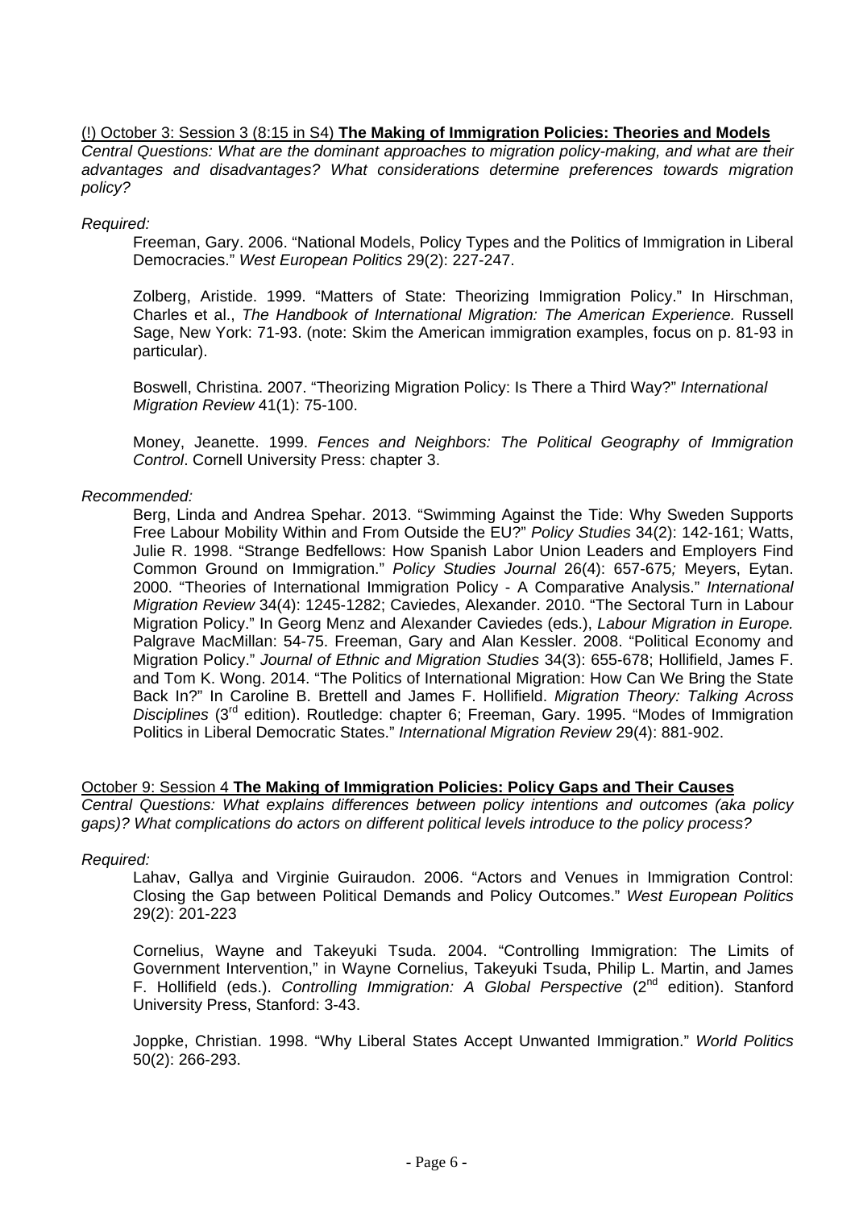(!) October 3: Session 3 (8:15 in S4) **The Making of Immigration Policies: Theories and Models**

*Central Questions: What are the dominant approaches to migration policy-making, and what are their advantages and disadvantages? What considerations determine preferences towards migration policy?*

*Required:*

Freeman, Gary. 2006. "National Models, Policy Types and the Politics of Immigration in Liberal Democracies." *West European Politics* 29(2): 227-247.

Zolberg, Aristide. 1999. "Matters of State: Theorizing Immigration Policy." In Hirschman, Charles et al., *The Handbook of International Migration: The American Experience.* Russell Sage, New York: 71-93. (note: Skim the American immigration examples, focus on p. 81-93 in particular).

Boswell, Christina. 2007. "Theorizing Migration Policy: Is There a Third Way?" *International Migration Review* 41(1): 75-100.

Money, Jeanette. 1999. *Fences and Neighbors: The Political Geography of Immigration Control*. Cornell University Press: chapter 3.

*Recommended:*

Berg, Linda and Andrea Spehar. 2013. "Swimming Against the Tide: Why Sweden Supports Free Labour Mobility Within and From Outside the EU?" *Policy Studies* 34(2): 142-161; Watts, Julie R. 1998. "Strange Bedfellows: How Spanish Labor Union Leaders and Employers Find Common Ground on Immigration." *Policy Studies Journal* 26(4): 657-675*;* Meyers, Eytan. 2000. "Theories of International Immigration Policy - A Comparative Analysis." *International Migration Review* 34(4): 1245-1282; Caviedes, Alexander. 2010. "The Sectoral Turn in Labour Migration Policy." In Georg Menz and Alexander Caviedes (eds.), *Labour Migration in Europe.* Palgrave MacMillan: 54-75. Freeman, Gary and Alan Kessler. 2008. "Political Economy and Migration Policy." *Journal of Ethnic and Migration Studies* 34(3): 655-678; Hollifield, James F. and Tom K. Wong. 2014. "The Politics of International Migration: How Can We Bring the State Back In?" In Caroline B. Brettell and James F. Hollifield. *Migration Theory: Talking Across Disciplines* (3rd edition). Routledge: chapter 6; Freeman, Gary. 1995. "Modes of Immigration Politics in Liberal Democratic States." *International Migration Review* 29(4): 881-902.

October 9: Session 4 **The Making of Immigration Policies: Policy Gaps and Their Causes**

*Central Questions: What explains differences between policy intentions and outcomes (aka policy gaps)? What complications do actors on different political levels introduce to the policy process?*

*Required:*

Lahav, Gallya and Virginie Guiraudon. 2006. "Actors and Venues in Immigration Control: Closing the Gap between Political Demands and Policy Outcomes." *West European Politics* 29(2): 201-223

Cornelius, Wayne and Takeyuki Tsuda. 2004. "Controlling Immigration: The Limits of Government Intervention," in Wayne Cornelius, Takeyuki Tsuda, Philip L. Martin, and James F. Hollifield (eds.). *Controlling Immigration: A Global Perspective* (2nd edition). Stanford University Press, Stanford: 3-43.

Joppke, Christian. 1998. "Why Liberal States Accept Unwanted Immigration." *World Politics* 50(2): 266-293.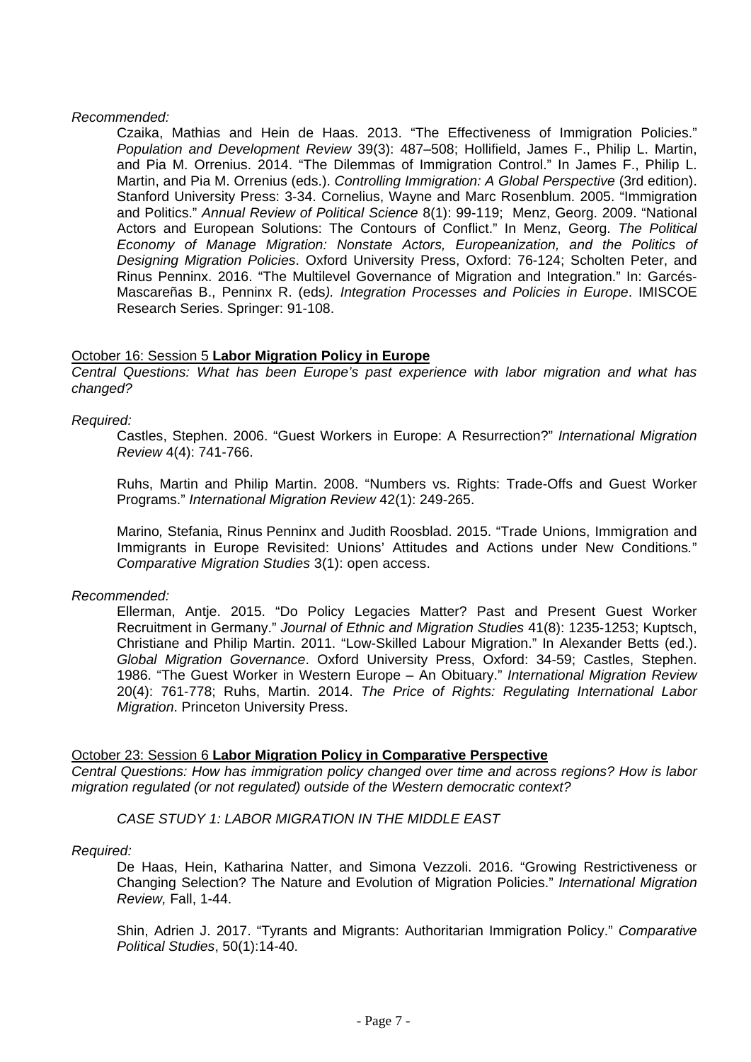*Recommended:*

Czaika, Mathias and Hein de Haas. 2013. "The Effectiveness of Immigration Policies." *Population and Development Review* 39(3): 487–508; Hollifield, James F., Philip L. Martin, and Pia M. Orrenius. 2014. "The Dilemmas of Immigration Control." In James F., Philip L. Martin, and Pia M. Orrenius (eds.). *Controlling Immigration: A Global Perspective* (3rd edition). Stanford University Press: 3-34. Cornelius, Wayne and Marc Rosenblum. 2005. "Immigration and Politics." *Annual Review of Political Science* 8(1): 99-119; Menz, Georg. 2009. "National Actors and European Solutions: The Contours of Conflict." In Menz, Georg. *The Political Economy of Manage Migration: Nonstate Actors, Europeanization, and the Politics of Designing Migration Policies*. Oxford University Press, Oxford: 76-124; Scholten Peter, and Rinus Penninx. 2016. "The Multilevel Governance of Migration and Integration." In: Garcés-Mascareñas B., Penninx R. (eds*). Integration Processes and Policies in Europe*. IMISCOE Research Series. Springer: 91-108.

October 16: Session 5 **Labor Migration Policy in Europe**

*Central Questions: What has been Europe's past experience with labor migration and what has changed?*

*Required:*

Castles, Stephen. 2006. "Guest Workers in Europe: A Resurrection?" *International Migration Review* 4(4): 741-766.

Ruhs, Martin and Philip Martin. 2008. "Numbers vs. Rights: Trade-Offs and Guest Worker Programs." *International Migration Review* 42(1): 249-265.

Marino, Stefania, Rinus Penninx and Judith Roosblad. 2015. "Trade Unions, Immigration and Immigrants in Europe Revisited: Unions' Attitudes and Actions under New Conditions." *Comparative Migration Studies* 3(1): open access.

*Recommended:*

Ellerman, Antje. 2015. "Do Policy Legacies Matter? Past and Present Guest Worker Recruitment in Germany." *Journal of Ethnic and Migration Studies* 41(8): 1235-1253; Kuptsch, Christiane and Philip Martin. 2011. "Low-Skilled Labour Migration." In Alexander Betts (ed.). *Global Migration Governance*. Oxford University Press, Oxford: 34-59; Castles, Stephen. 1986. "The Guest Worker in Western Europe – An Obituary." *International Migration Review* 20(4): 761-778; Ruhs, Martin. 2014. *The Price of Rights: Regulating International Labor Migration*. Princeton University Press.

October 23: Session 6 **Labor Migration Policy in Comparative Perspective**

*Central Questions: How has immigration policy changed over time and across regions? How is labor migration regulated (or not regulated) outside of the Western democratic context?*

*CASE STUDY 1: LABOR MIGRATION IN THE MIDDLE EAST*

*Required:*

De Haas, Hein, Katharina Natter, and Simona Vezzoli. 2016. "Growing Restrictiveness or Changing Selection? The Nature and Evolution of Migration Policies." *International Migration Review,* Fall, 1-44.

Shin, Adrien J. 2017. "Tyrants and Migrants: Authoritarian Immigration Policy." *Comparative Political Studies*, 50(1):14-40.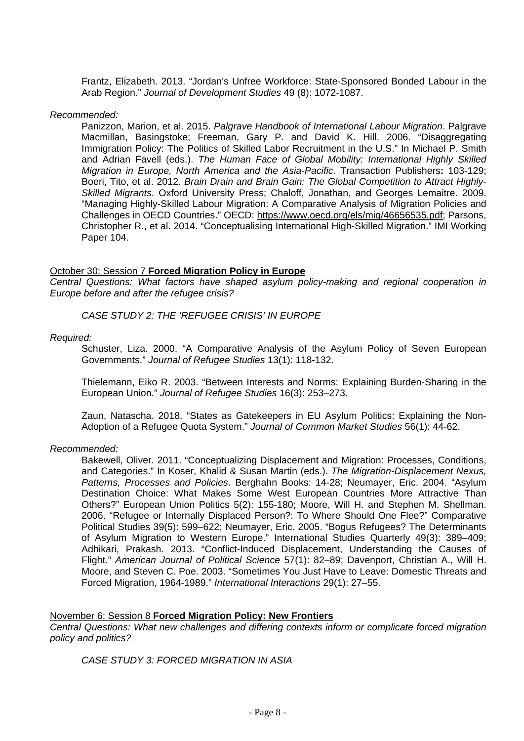Frantz, Elizabeth. 2013. “Jordan's Unfree Workforce: State-Sponsored Bonded Labour in the Arab Region.” *Journal of Development Studies* 49 (8): 1072-1087.

*Recommended:*

Panizzon, Marion, et al. 2015. *Palgrave Handbook of International Labour Migration*. Palgrave Macmillan, Basingstoke; Freeman, Gary P. and David K. Hill. 2006. “Disaggregating Immigration Policy: The Politics of Skilled Labor Recruitment in the U.S.” In Michael P. Smith and Adrian Favell (eds.). *The Human Face of Global Mobility: International Highly Skilled Migration in Europe, North America and the Asia-Pacific*. Transaction Publishers**:** 103-129; Boeri, Tito, et al. 2012. *Brain Drain and Brain Gain: The Global Competition to Attract Highly-Skilled Migrants*. Oxford University Press; Chaloff, Jonathan, and Georges Lemaitre. 2009. “Managing Highly-Skilled Labour Migration: A Comparative Analysis of Migration Policies and Challenges in OECD Countries.” OECD: https://www.oecd.org/els/mig/46656535.pdf; Parsons, Christopher R., et al. 2014. “Conceptualising International High-Skilled Migration.” IMI Working Paper 104.

October 30: Session 7 **Forced Migration Policy in Europe**

*Central Questions: What factors have shaped asylum policy-making and regional cooperation in Europe before and after the refugee crisis?*

*CASE STUDY 2: THE ‘REFUGEE CRISIS’ IN EUROPE*

*Required:*

Schuster, Liza. 2000. “A Comparative Analysis of the Asylum Policy of Seven European Governments.” *Journal of Refugee Studies* 13(1): 118-132.

Thielemann, Eiko R. 2003. “Between Interests and Norms: Explaining Burden-Sharing in the European Union.” *Journal of Refugee Studies* 16(3): 253–273.

Zaun, Natascha. 2018. “States as Gatekeepers in EU Asylum Politics: Explaining the Non-Adoption of a Refugee Quota System.” *Journal of Common Market Studies* 56(1): 44-62.

*Recommended:*

Bakewell, Oliver. 2011. “Conceptualizing Displacement and Migration: Processes, Conditions, and Categories.” In Koser, Khalid & Susan Martin (eds.). *The Migration-Displacement Nexus, Patterns, Processes and Policies*. Berghahn Books: 14-28; Neumayer, Eric. 2004. “Asylum Destination Choice: What Makes Some West European Countries More Attractive Than Others?” European Union Politics 5(2): 155-180; Moore, Will H. and Stephen M. Shellman. 2006. “Refugee or Internally Displaced Person?: To Where Should One Flee?” Comparative Political Studies 39(5): 599–622; Neumayer, Eric. 2005. “Bogus Refugees? The Determinants of Asylum Migration to Western Europe.” International Studies Quarterly 49(3): 389–409; Adhikari, Prakash. 2013. “Conflict-Induced Displacement, Understanding the Causes of Flight.” *American Journal of Political Science* 57(1): 82–89; Davenport, Christian A., Will H. Moore, and Steven C. Poe. 2003. “Sometimes You Just Have to Leave: Domestic Threats and Forced Migration, 1964-1989.” *International Interactions* 29(1): 27–55.

November 6: Session 8 **Forced Migration Policy: New Frontiers**

*Central Questions: What new challenges and differing contexts inform or complicate forced migration policy and politics?*

*CASE STUDY 3: FORCED MIGRATION IN ASIA*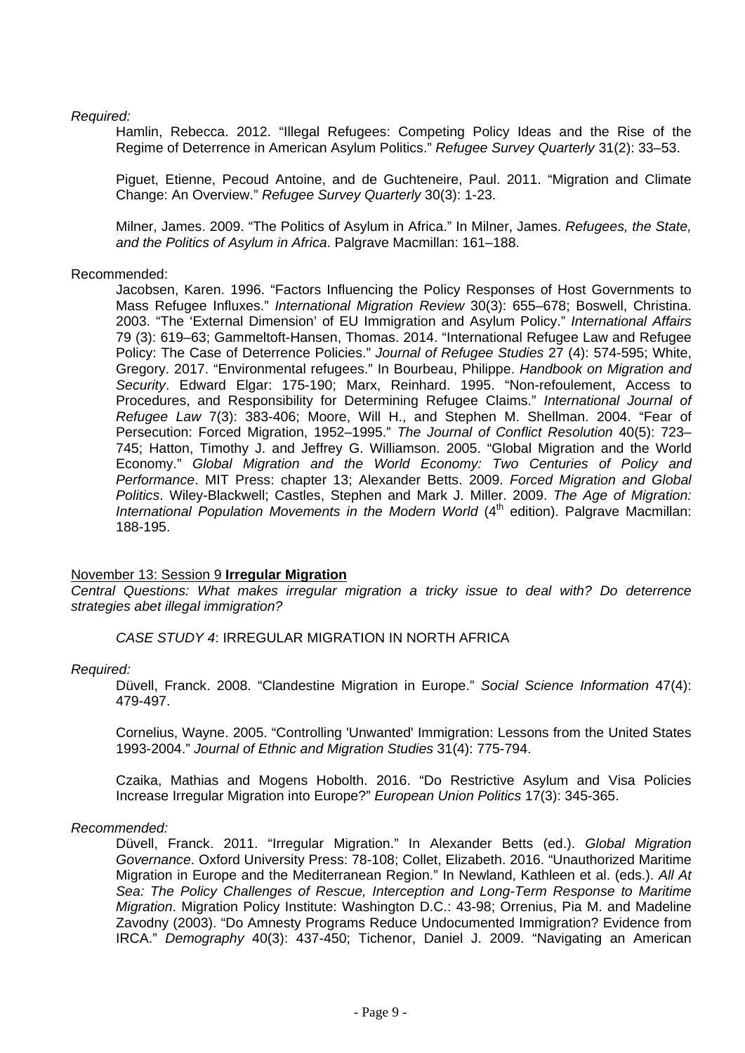*Required:*

Hamlin, Rebecca. 2012. "Illegal Refugees: Competing Policy Ideas and the Rise of the Regime of Deterrence in American Asylum Politics." *Refugee Survey Quarterly* 31(2): 33–53.

Piguet, Etienne, Pecoud Antoine, and de Guchteneire, Paul. 2011. "Migration and Climate Change: An Overview." *Refugee Survey Quarterly* 30(3): 1-23.

Milner, James. 2009. "The Politics of Asylum in Africa." In Milner, James. *Refugees, the State, and the Politics of Asylum in Africa*. Palgrave Macmillan: 161–188.

Recommended:

Jacobsen, Karen. 1996. "Factors Influencing the Policy Responses of Host Governments to Mass Refugee Influxes." *International Migration Review* 30(3): 655–678; Boswell, Christina. 2003. "The 'External Dimension' of EU Immigration and Asylum Policy." *International Affairs* 79 (3): 619–63; Gammeltoft-Hansen, Thomas. 2014. "International Refugee Law and Refugee Policy: The Case of Deterrence Policies." *Journal of Refugee Studies* 27 (4): 574-595; White, Gregory. 2017. "Environmental refugees." In Bourbeau, Philippe. *Handbook on Migration and Security*. Edward Elgar: 175-190; Marx, Reinhard. 1995. "Non-refoulement, Access to Procedures, and Responsibility for Determining Refugee Claims." *International Journal of Refugee Law* 7(3): 383-406; Moore, Will H., and Stephen M. Shellman. 2004. "Fear of Persecution: Forced Migration, 1952–1995." *The Journal of Conflict Resolution* 40(5): 723–745; Hatton, Timothy J. and Jeffrey G. Williamson. 2005. "Global Migration and the World Economy." *Global Migration and the World Economy: Two Centuries of Policy and Performance*. MIT Press: chapter 13; Alexander Betts. 2009. *Forced Migration and Global Politics*. Wiley-Blackwell; Castles, Stephen and Mark J. Miller. 2009. *The Age of Migration: International Population Movements in the Modern World* (4th edition). Palgrave Macmillan: 188-195.

November 13: Session 9 **Irregular Migration**

*Central Questions: What makes irregular migration a tricky issue to deal with? Do deterrence strategies abet illegal immigration?*

*CASE STUDY 4*: IRREGULAR MIGRATION IN NORTH AFRICA

*Required:*

Düvell, Franck. 2008. "Clandestine Migration in Europe." *Social Science Information* 47(4): 479-497.

Cornelius, Wayne. 2005. "Controlling 'Unwanted' Immigration: Lessons from the United States 1993-2004." *Journal of Ethnic and Migration Studies* 31(4): 775-794.

Czaika, Mathias and Mogens Hobolth. 2016. "Do Restrictive Asylum and Visa Policies Increase Irregular Migration into Europe?" *European Union Politics* 17(3): 345-365.

*Recommended:*

Düvell, Franck. 2011. "Irregular Migration." In Alexander Betts (ed.). *Global Migration Governance*. Oxford University Press: 78-108; Collet, Elizabeth. 2016. "Unauthorized Maritime Migration in Europe and the Mediterranean Region." In Newland, Kathleen et al. (eds.). *All At Sea: The Policy Challenges of Rescue, Interception and Long-Term Response to Maritime Migration*. Migration Policy Institute: Washington D.C.: 43-98; Orrenius, Pia M. and Madeline Zavodny (2003). "Do Amnesty Programs Reduce Undocumented Immigration? Evidence from IRCA." *Demography* 40(3): 437-450; Tichenor, Daniel J. 2009. "Navigating an American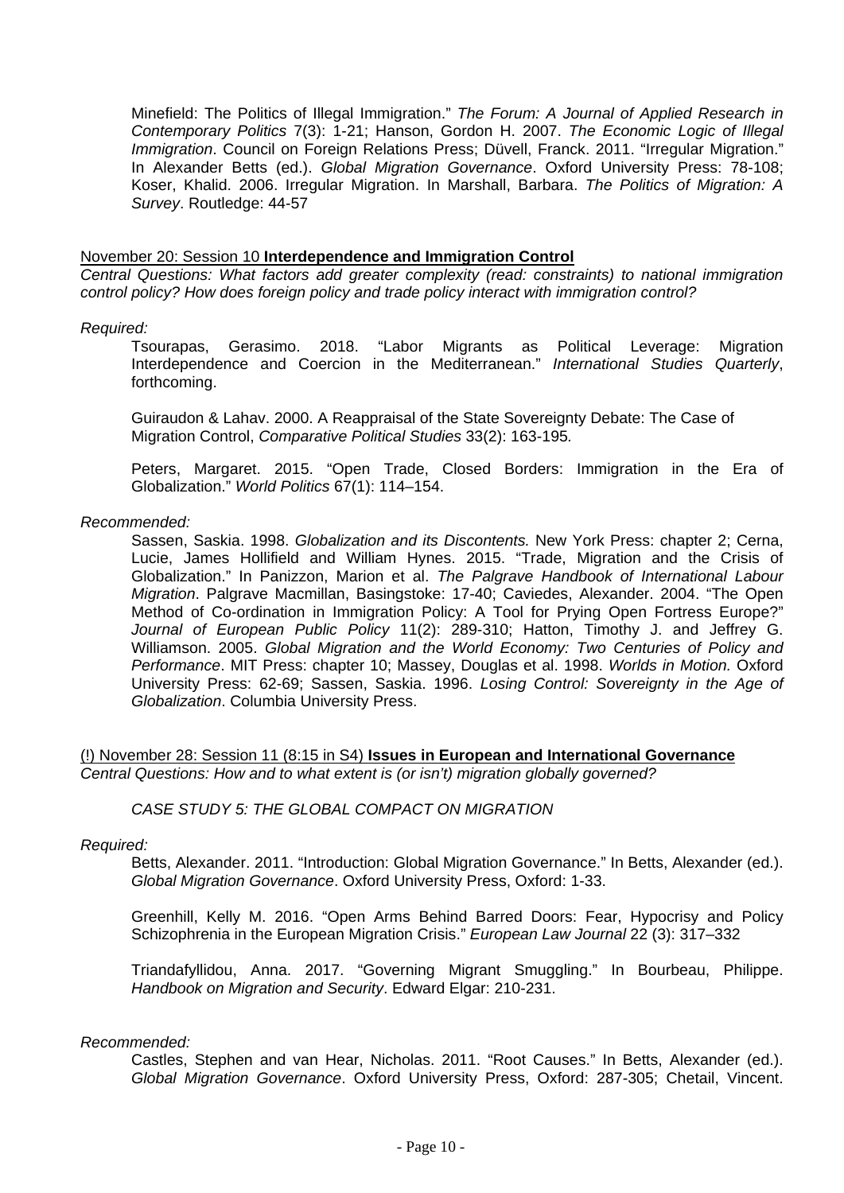Minefield: The Politics of Illegal Immigration." *The Forum: A Journal of Applied Research in Contemporary Politics* 7(3): 1-21; Hanson, Gordon H. 2007. *The Economic Logic of Illegal Immigration*. Council on Foreign Relations Press; Düvell, Franck. 2011. "Irregular Migration." In Alexander Betts (ed.). *Global Migration Governance*. Oxford University Press: 78-108; Koser, Khalid. 2006. Irregular Migration. In Marshall, Barbara. *The Politics of Migration: A Survey*. Routledge: 44-57

November 20: Session 10 **Interdependence and Immigration Control**
*Central Questions: What factors add greater complexity (read: constraints) to national immigration control policy? How does foreign policy and trade policy interact with immigration control?*

*Required:*

Tsourapas, Gerasimo. 2018. "Labor Migrants as Political Leverage: Migration Interdependence and Coercion in the Mediterranean." *International Studies Quarterly*, forthcoming.

Guiraudon & Lahav. 2000. A Reappraisal of the State Sovereignty Debate: The Case of Migration Control, *Comparative Political Studies* 33(2): 163-195.

Peters, Margaret. 2015. "Open Trade, Closed Borders: Immigration in the Era of Globalization." *World Politics* 67(1): 114–154.

*Recommended:*

Sassen, Saskia. 1998. *Globalization and its Discontents.* New York Press: chapter 2; Cerna, Lucie, James Hollifield and William Hynes. 2015. "Trade, Migration and the Crisis of Globalization." In Panizzon, Marion et al. *The Palgrave Handbook of International Labour Migration*. Palgrave Macmillan, Basingstoke: 17-40; Caviedes, Alexander. 2004. "The Open Method of Co-ordination in Immigration Policy: A Tool for Prying Open Fortress Europe?" *Journal of European Public Policy* 11(2): 289-310; Hatton, Timothy J. and Jeffrey G. Williamson. 2005. *Global Migration and the World Economy: Two Centuries of Policy and Performance*. MIT Press: chapter 10; Massey, Douglas et al. 1998. *Worlds in Motion.* Oxford University Press: 62-69; Sassen, Saskia. 1996. *Losing Control: Sovereignty in the Age of Globalization*. Columbia University Press.

(!) November 28: Session 11 (8:15 in S4) **Issues in European and International Governance**
*Central Questions: How and to what extent is (or isn't) migration globally governed?*

*CASE STUDY 5: THE GLOBAL COMPACT ON MIGRATION*

*Required:*

Betts, Alexander. 2011. "Introduction: Global Migration Governance." In Betts, Alexander (ed.). *Global Migration Governance*. Oxford University Press, Oxford: 1-33.

Greenhill, Kelly M. 2016. "Open Arms Behind Barred Doors: Fear, Hypocrisy and Policy Schizophrenia in the European Migration Crisis." *European Law Journal* 22 (3): 317–332

Triandafyllidou, Anna. 2017. "Governing Migrant Smuggling." In Bourbeau, Philippe. *Handbook on Migration and Security*. Edward Elgar: 210-231.

*Recommended:*

Castles, Stephen and van Hear, Nicholas. 2011. "Root Causes." In Betts, Alexander (ed.). *Global Migration Governance*. Oxford University Press, Oxford: 287-305; Chetail, Vincent.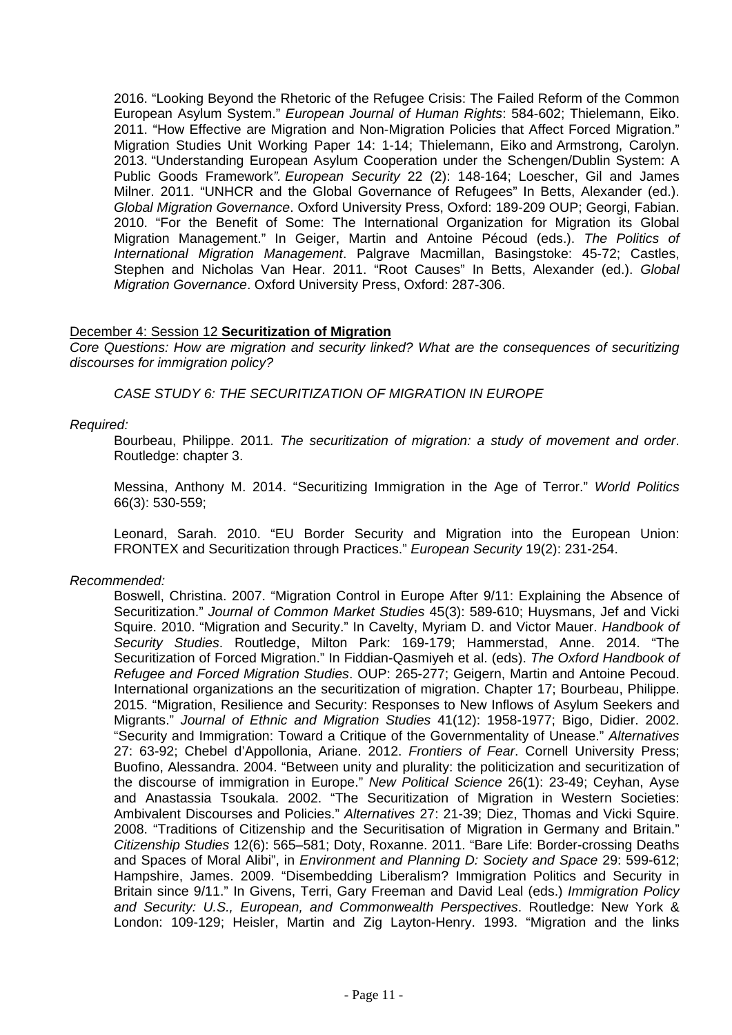2016. "Looking Beyond the Rhetoric of the Refugee Crisis: The Failed Reform of the Common European Asylum System." *European Journal of Human Rights*: 584-602; Thielemann, Eiko. 2011. "How Effective are Migration and Non-Migration Policies that Affect Forced Migration." Migration Studies Unit Working Paper 14: 1-14; Thielemann, Eiko and Armstrong, Carolyn. 2013. "Understanding European Asylum Cooperation under the Schengen/Dublin System: A Public Goods Framework*". European Security* 22 (2): 148-164; Loescher, Gil and James Milner. 2011. "UNHCR and the Global Governance of Refugees" In Betts, Alexander (ed.). *Global Migration Governance*. Oxford University Press, Oxford: 189-209 OUP; Georgi, Fabian. 2010. "For the Benefit of Some: The International Organization for Migration its Global Migration Management." In Geiger, Martin and Antoine Pécoud (eds.). *The Politics of International Migration Management*. Palgrave Macmillan, Basingstoke: 45-72; Castles, Stephen and Nicholas Van Hear. 2011. "Root Causes" In Betts, Alexander (ed.). *Global Migration Governance*. Oxford University Press, Oxford: 287-306.

December 4: Session 12 **Securitization of Migration**

*Core Questions: How are migration and security linked? What are the consequences of securitizing discourses for immigration policy?*

*CASE STUDY 6: THE SECURITIZATION OF MIGRATION IN EUROPE*

*Required:*

Bourbeau, Philippe. 2011*. The securitization of migration: a study of movement and order*. Routledge: chapter 3.

Messina, Anthony M. 2014. "Securitizing Immigration in the Age of Terror." *World Politics* 66(3): 530-559;

Leonard, Sarah. 2010. "EU Border Security and Migration into the European Union: FRONTEX and Securitization through Practices." *European Security* 19(2): 231-254.

*Recommended:*

Boswell, Christina. 2007. "Migration Control in Europe After 9/11: Explaining the Absence of Securitization." *Journal of Common Market Studies* 45(3): 589-610; Huysmans, Jef and Vicki Squire. 2010. "Migration and Security." In Cavelty, Myriam D. and Victor Mauer. *Handbook of Security Studies*. Routledge, Milton Park: 169-179; Hammerstad, Anne. 2014. "The Securitization of Forced Migration." In Fiddian-Qasmiyeh et al. (eds). *The Oxford Handbook of Refugee and Forced Migration Studies*. OUP: 265-277; Geigern, Martin and Antoine Pecoud. International organizations an the securitization of migration. Chapter 17; Bourbeau, Philippe. 2015. "Migration, Resilience and Security: Responses to New Inflows of Asylum Seekers and Migrants." *Journal of Ethnic and Migration Studies* 41(12): 1958-1977; Bigo, Didier. 2002. "Security and Immigration: Toward a Critique of the Governmentality of Unease." *Alternatives* 27: 63-92; Chebel d'Appollonia, Ariane. 2012. *Frontiers of Fear*. Cornell University Press; Buofino, Alessandra. 2004. "Between unity and plurality: the politicization and securitization of the discourse of immigration in Europe." *New Political Science* 26(1): 23-49; Ceyhan, Ayse and Anastassia Tsoukala. 2002. "The Securitization of Migration in Western Societies: Ambivalent Discourses and Policies." *Alternatives* 27: 21-39; Diez, Thomas and Vicki Squire. 2008. "Traditions of Citizenship and the Securitisation of Migration in Germany and Britain." *Citizenship Studies* 12(6): 565–581; Doty, Roxanne. 2011. "Bare Life: Border-crossing Deaths and Spaces of Moral Alibi", in *Environment and Planning D: Society and Space* 29: 599-612; Hampshire, James. 2009. "Disembedding Liberalism? Immigration Politics and Security in Britain since 9/11." In Givens, Terri, Gary Freeman and David Leal (eds.) *Immigration Policy and Security: U.S., European, and Commonwealth Perspectives*. Routledge: New York & London: 109-129; Heisler, Martin and Zig Layton-Henry. 1993. "Migration and the links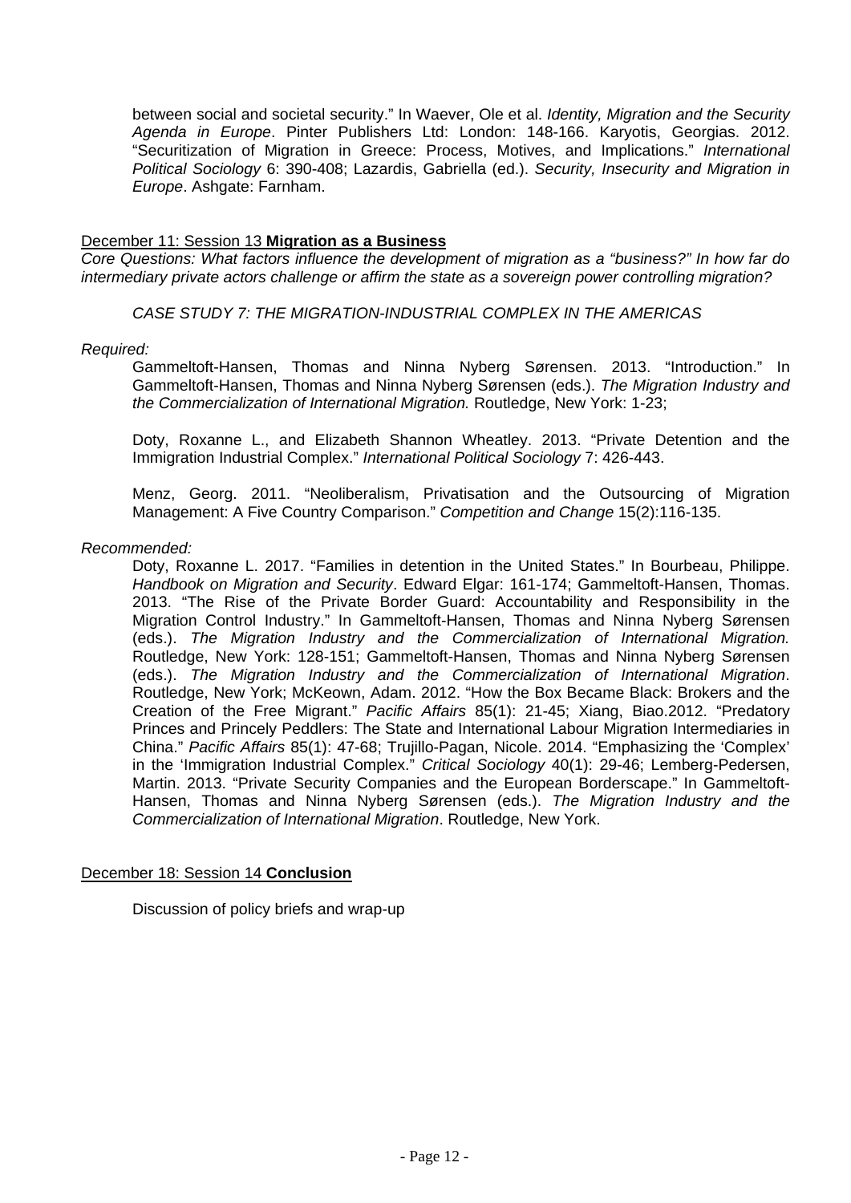between social and societal security." In Waever, Ole et al. *Identity, Migration and the Security Agenda in Europe*. Pinter Publishers Ltd: London: 148-166. Karyotis, Georgias. 2012. "Securitization of Migration in Greece: Process, Motives, and Implications." *International Political Sociology* 6: 390-408; Lazardis, Gabriella (ed.). *Security, Insecurity and Migration in Europe*. Ashgate: Farnham.

December 11: Session 13 **Migration as a Business**

*Core Questions: What factors influence the development of migration as a "business?" In how far do intermediary private actors challenge or affirm the state as a sovereign power controlling migration?*

*CASE STUDY 7: THE MIGRATION-INDUSTRIAL COMPLEX IN THE AMERICAS*

*Required:*

Gammeltoft-Hansen, Thomas and Ninna Nyberg Sørensen. 2013. "Introduction." In Gammeltoft-Hansen, Thomas and Ninna Nyberg Sørensen (eds.). *The Migration Industry and the Commercialization of International Migration.* Routledge, New York: 1-23;

Doty, Roxanne L., and Elizabeth Shannon Wheatley. 2013. "Private Detention and the Immigration Industrial Complex." *International Political Sociology* 7: 426-443.

Menz, Georg. 2011. "Neoliberalism, Privatisation and the Outsourcing of Migration Management: A Five Country Comparison." *Competition and Change* 15(2):116-135.

*Recommended:*

Doty, Roxanne L. 2017. "Families in detention in the United States." In Bourbeau, Philippe. *Handbook on Migration and Security*. Edward Elgar: 161-174; Gammeltoft-Hansen, Thomas. 2013. "The Rise of the Private Border Guard: Accountability and Responsibility in the Migration Control Industry." In Gammeltoft-Hansen, Thomas and Ninna Nyberg Sørensen (eds.). *The Migration Industry and the Commercialization of International Migration.* Routledge, New York: 128-151; Gammeltoft-Hansen, Thomas and Ninna Nyberg Sørensen (eds.). *The Migration Industry and the Commercialization of International Migration*. Routledge, New York; McKeown, Adam. 2012. "How the Box Became Black: Brokers and the Creation of the Free Migrant." *Pacific Affairs* 85(1): 21-45; Xiang, Biao.2012. "Predatory Princes and Princely Peddlers: The State and International Labour Migration Intermediaries in China." *Pacific Affairs* 85(1): 47-68; Trujillo-Pagan, Nicole. 2014. "Emphasizing the 'Complex' in the 'Immigration Industrial Complex." *Critical Sociology* 40(1): 29-46; Lemberg-Pedersen, Martin. 2013. "Private Security Companies and the European Borderscape." In Gammeltoft-Hansen, Thomas and Ninna Nyberg Sørensen (eds.). *The Migration Industry and the Commercialization of International Migration*. Routledge, New York.

December 18: Session 14 **Conclusion**

Discussion of policy briefs and wrap-up